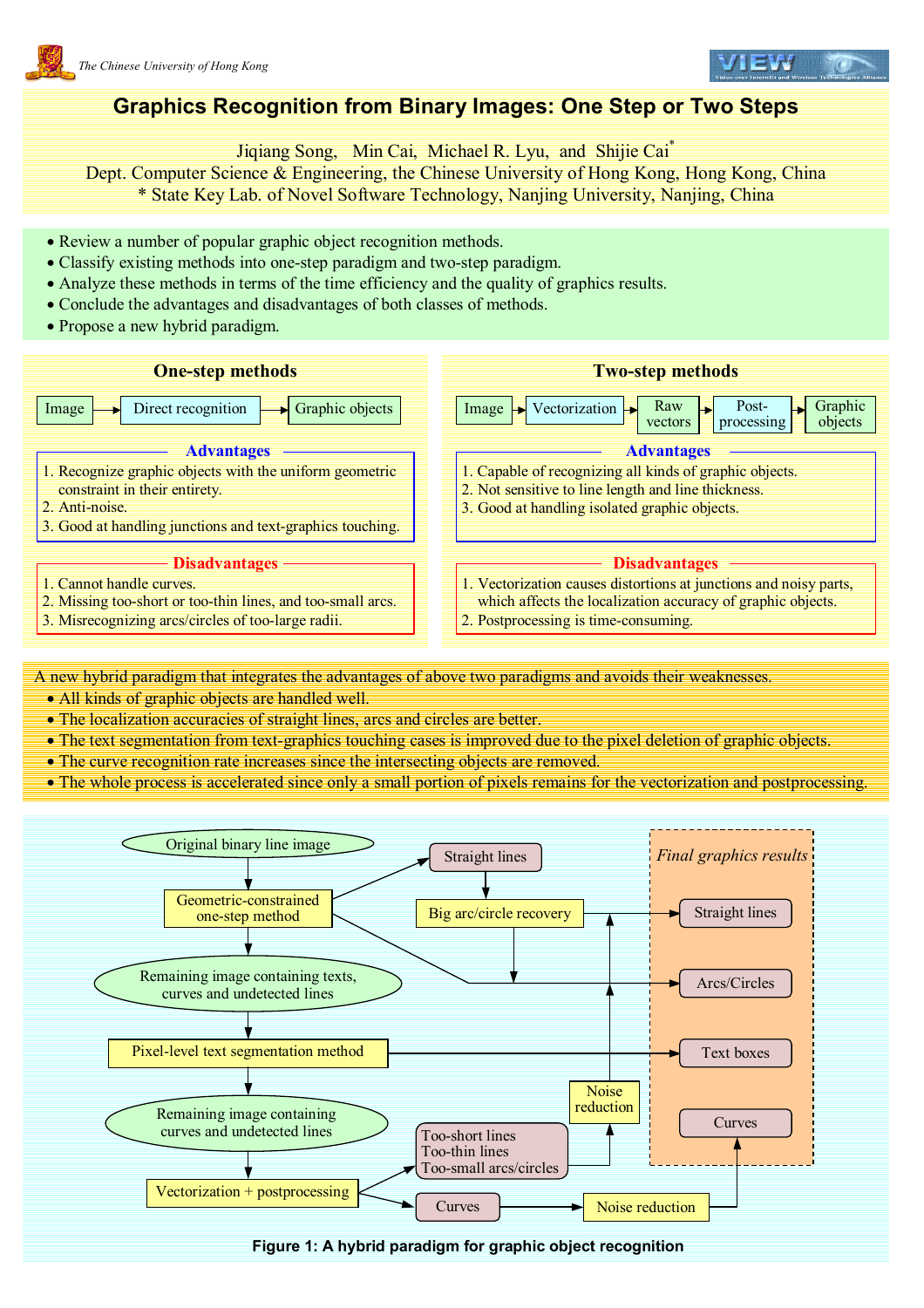The Chinese University of Hong Kong

# Graphics Recognition from Binary Images: One Step or Two Steps

Jiqiang Song, Min Cai, Michael R. Lyu, and Shijie Cai*

Dept. Computer Science & Engineering, the Chinese University of Hong Kong, Hong Kong, China

\* State Key Lab. of Novel Software Technology, Nanjing University, Nanjing, China

- Review a number of popular graphic object recognition methods.
- Classify existing methods into one-step paradigm and two-step paradigm.
- Analyze these methods in terms of the time efficiency and the quality of graphics results.
- Conclude the advantages and disadvantages of both classes of methods.
- Propose a new hybrid paradigm.

## One-step methods

Image → Direct recognition → Graphic objects

### Advantages

1. Recognize graphic objects with the uniform geometric constraint in their entirety.
2. Anti-noise.
3. Good at handling junctions and text-graphics touching.

### Disadvantages

1. Cannot handle curves.
2. Missing too-short or too-thin lines, and too-small arcs.
3. Misrecognizing arcs/circles of too-large radii.

## Two-step methods

Image → Vectorization → Raw vectors → Post-processing → Graphic objects

### Advantages

1. Capable of recognizing all kinds of graphic objects.
2. Not sensitive to line length and line thickness.
3. Good at handling isolated graphic objects.

### Disadvantages

1. Vectorization causes distortions at junctions and noisy parts, which affects the localization accuracy of graphic objects.
2. Postprocessing is time-consuming.

A new hybrid paradigm that integrates the advantages of above two paradigms and avoids their weaknesses.

- All kinds of graphic objects are handled well.
- The localization accuracies of straight lines, arcs and circles are better.
- The text segmentation from text-graphics touching cases is improved due to the pixel deletion of graphic objects.
- The curve recognition rate increases since the intersecting objects are removed.
- The whole process is accelerated since only a small portion of pixels remains for the vectorization and postprocessing.

Original binary line image → Geometric-constrained one-step method → Remaining image containing texts, curves and undetected lines → Pixel-level text segmentation method → Remaining image containing curves and undetected lines → Vectorization + postprocessing

Geometric-constrained one-step method → Straight lines → Big arc/circle recovery; Geometric-constrained one-step method → Arcs/Circles

Vectorization + postprocessing → Too-short lines, Too-thin lines, Too-small arcs/circles → Noise reduction

Vectorization + postprocessing → Curves → Noise reduction

*Final graphics results*: Straight lines; Arcs/Circles; Text boxes; Curves

**Figure 1: A hybrid paradigm for graphic object recognition**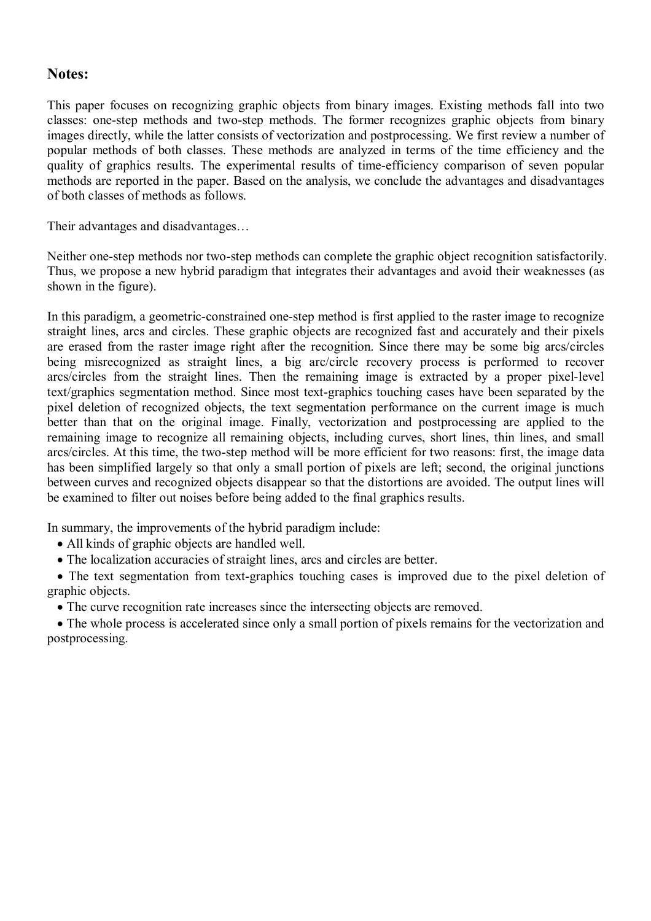## Notes:

This paper focuses on recognizing graphic objects from binary images. Existing methods fall into two classes: one-step methods and two-step methods. The former recognizes graphic objects from binary images directly, while the latter consists of vectorization and postprocessing. We first review a number of popular methods of both classes. These methods are analyzed in terms of the time efficiency and the quality of graphics results. The experimental results of time-efficiency comparison of seven popular methods are reported in the paper. Based on the analysis, we conclude the advantages and disadvantages of both classes of methods as follows.

Their advantages and disadvantages…

Neither one-step methods nor two-step methods can complete the graphic object recognition satisfactorily. Thus, we propose a new hybrid paradigm that integrates their advantages and avoid their weaknesses (as shown in the figure).

In this paradigm, a geometric-constrained one-step method is first applied to the raster image to recognize straight lines, arcs and circles. These graphic objects are recognized fast and accurately and their pixels are erased from the raster image right after the recognition. Since there may be some big arcs/circles being misrecognized as straight lines, a big arc/circle recovery process is performed to recover arcs/circles from the straight lines. Then the remaining image is extracted by a proper pixel-level text/graphics segmentation method. Since most text-graphics touching cases have been separated by the pixel deletion of recognized objects, the text segmentation performance on the current image is much better than that on the original image. Finally, vectorization and postprocessing are applied to the remaining image to recognize all remaining objects, including curves, short lines, thin lines, and small arcs/circles. At this time, the two-step method will be more efficient for two reasons: first, the image data has been simplified largely so that only a small portion of pixels are left; second, the original junctions between curves and recognized objects disappear so that the distortions are avoided. The output lines will be examined to filter out noises before being added to the final graphics results.

In summary, the improvements of the hybrid paradigm include:

- All kinds of graphic objects are handled well.
- The localization accuracies of straight lines, arcs and circles are better.
- The text segmentation from text-graphics touching cases is improved due to the pixel deletion of graphic objects.
- The curve recognition rate increases since the intersecting objects are removed.
- The whole process is accelerated since only a small portion of pixels remains for the vectorization and postprocessing.